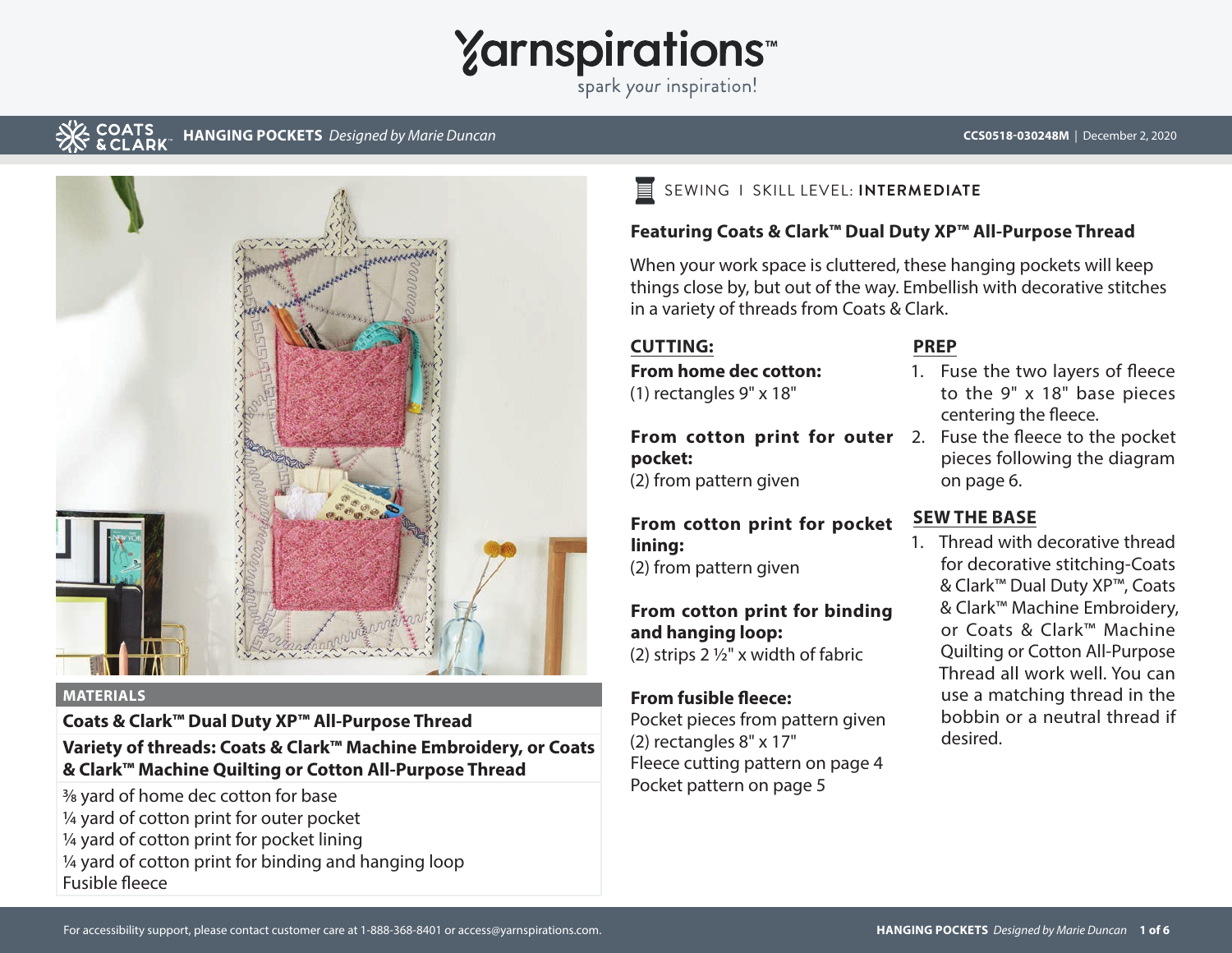# HANGING POCKETS *Designed by Marie Duncan*

CCS0518-030248M | December 2, 2020

SEWING I SKILL LEVEL: **INTERMEDIATE**

**Featuring Coats & Clark™ Dual Duty XP™ All-Purpose Thread**

When your work space is cluttered, these hanging pockets will keep things close by, but out of the way. Embellish with decorative stitches in a variety of threads from Coats & Clark.

## MATERIALS

**Coats & Clark™ Dual Duty XP™ All-Purpose Thread**

**Variety of threads: Coats & Clark™ Machine Embroidery, or Coats & Clark™ Machine Quilting or Cotton All-Purpose Thread**

⅜ yard of home dec cotton for base
¼ yard of cotton print for outer pocket
¼ yard of cotton print for pocket lining
¼ yard of cotton print for binding and hanging loop
Fusible fleece

## CUTTING:

**From home dec cotton:**
(1) rectangles 9" x 18"

**From cotton print for outer pocket:**
(2) from pattern given

**From cotton print for pocket lining:**
(2) from pattern given

**From cotton print for binding and hanging loop:**
(2) strips 2 ½" x width of fabric

**From fusible fleece:**
Pocket pieces from pattern given
(2) rectangles 8" x 17"
Fleece cutting pattern on page 4
Pocket pattern on page 5

## PREP

1. Fuse the two layers of fleece to the 9" x 18" base pieces centering the fleece.
2. Fuse the fleece to the pocket pieces following the diagram on page 6.

## SEW THE BASE

1. Thread with decorative thread for decorative stitching-Coats & Clark™ Dual Duty XP™, Coats & Clark™ Machine Embroidery, or Coats & Clark™ Machine Quilting or Cotton All-Purpose Thread all work well. You can use a matching thread in the bobbin or a neutral thread if desired.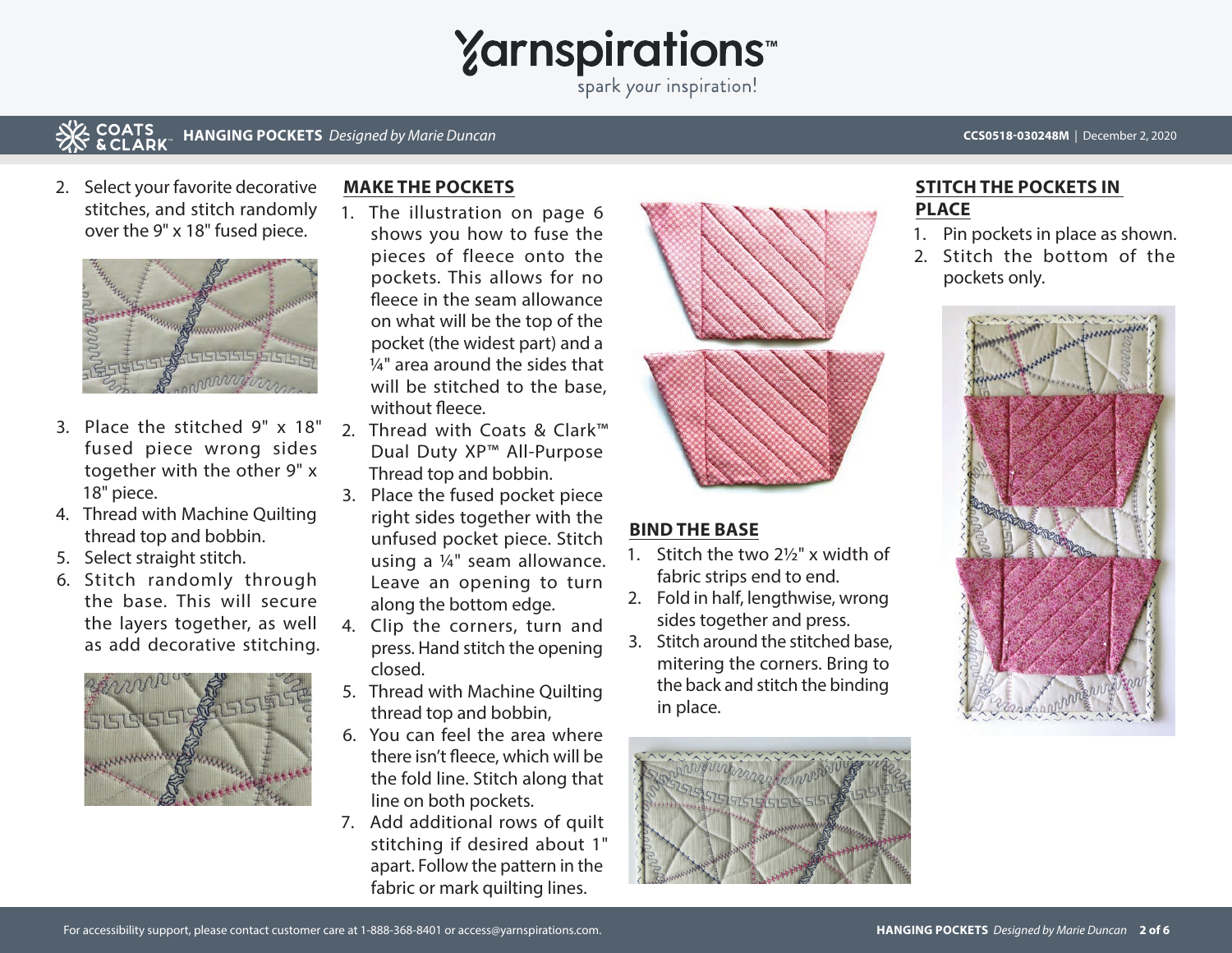2. Select your favorite decorative stitches, and stitch randomly over the 9" x 18" fused piece.
3. Place the stitched 9" x 18" fused piece wrong sides together with the other 9" x 18" piece.
4. Thread with Machine Quilting thread top and bobbin.
5. Select straight stitch.
6. Stitch randomly through the base. This will secure the layers together, as well as add decorative stitching.

## MAKE THE POCKETS

1. The illustration on page 6 shows you how to fuse the pieces of fleece onto the pockets. This allows for no fleece in the seam allowance on what will be the top of the pocket (the widest part) and a ¼" area around the sides that will be stitched to the base, without fleece.
2. Thread with Coats & Clark™ Dual Duty XP™ All-Purpose Thread top and bobbin.
3. Place the fused pocket piece right sides together with the unfused pocket piece. Stitch using a ¼" seam allowance. Leave an opening to turn along the bottom edge.
4. Clip the corners, turn and press. Hand stitch the opening closed.
5. Thread with Machine Quilting thread top and bobbin,
6. You can feel the area where there isn't fleece, which will be the fold line. Stitch along that line on both pockets.
7. Add additional rows of quilt stitching if desired about 1" apart. Follow the pattern in the fabric or mark quilting lines.

## BIND THE BASE

1. Stitch the two 2½" x width of fabric strips end to end.
2. Fold in half, lengthwise, wrong sides together and press.
3. Stitch around the stitched base, mitering the corners. Bring to the back and stitch the binding in place.

## STITCH THE POCKETS IN PLACE

1. Pin pockets in place as shown.
2. Stitch the bottom of the pockets only.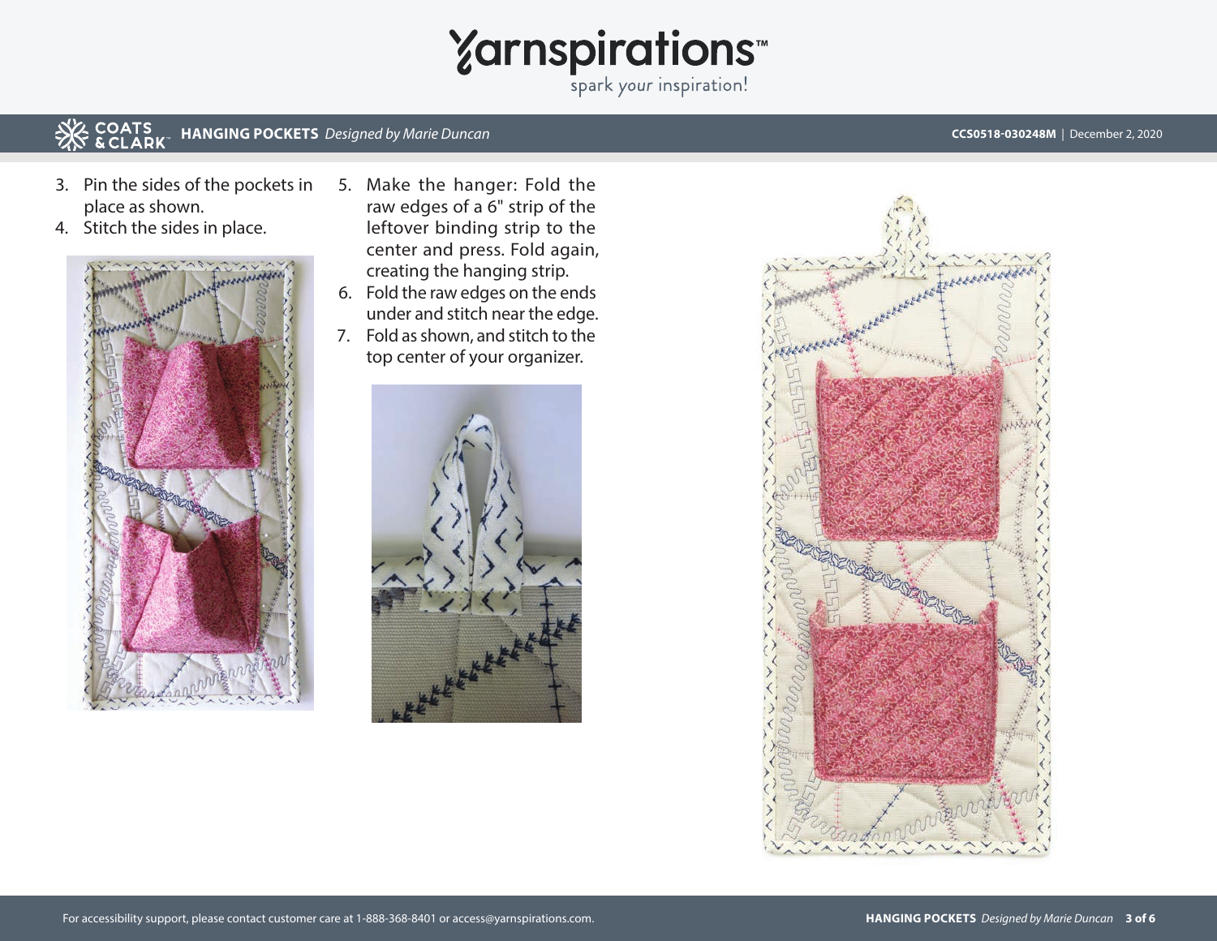3. Pin the sides of the pockets in place as shown.
4. Stitch the sides in place.
5. Make the hanger: Fold the raw edges of a 6" strip of the leftover binding strip to the center and press. Fold again, creating the hanging strip.
6. Fold the raw edges on the ends under and stitch near the edge.
7. Fold as shown, and stitch to the top center of your organizer.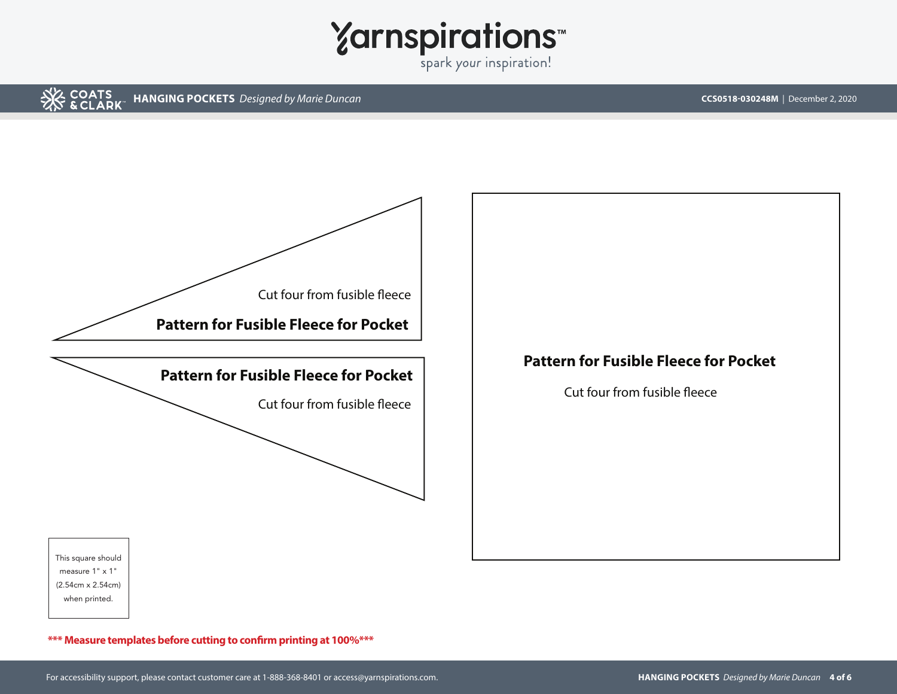Cut four from fusible fleece

**Pattern for Fusible Fleece for Pocket**

**Pattern for Fusible Fleece for Pocket**

Cut four from fusible fleece

**Pattern for Fusible Fleece for Pocket**

Cut four from fusible fleece

This square should measure 1" x 1" (2.54cm x 2.54cm) when printed.

**\*\*\* Measure templates before cutting to confirm printing at 100%\*\*\***

For accessibility support, please contact customer care at 1-888-368-8401 or access@yarnspirations.com.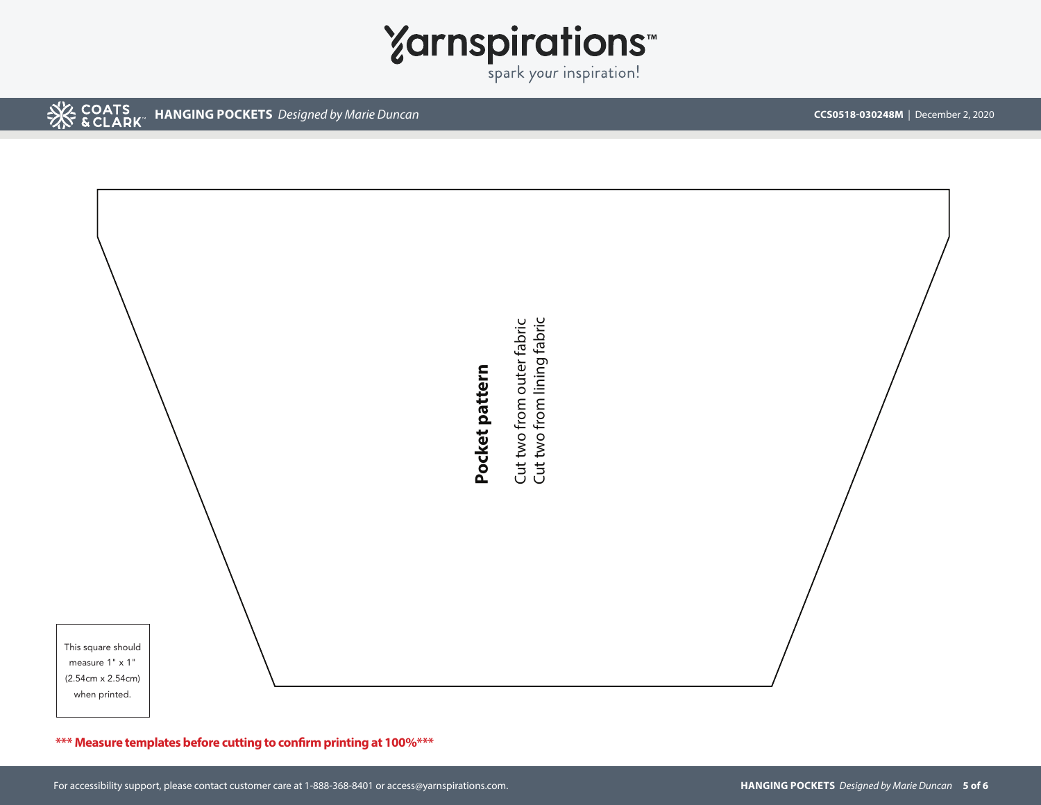**Pocket pattern**

Cut two from outer fabric
Cut two from lining fabric

This square should measure 1" x 1" (2.54cm x 2.54cm) when printed.

**\*\*\* Measure templates before cutting to confirm printing at 100%\*\*\***

For accessibility support, please contact customer care at 1-888-368-8401 or access@yarnspirations.com.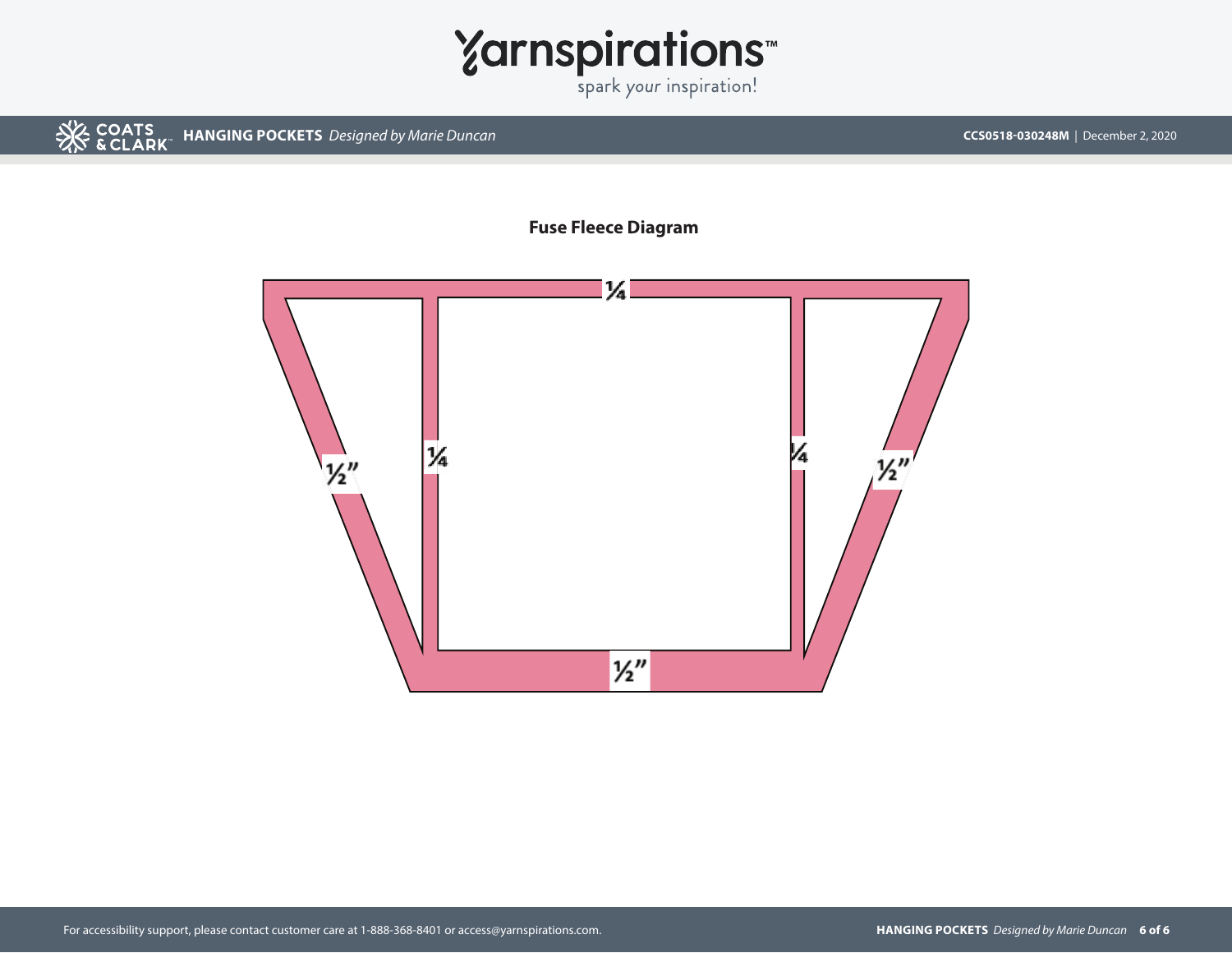## Fuse Fleece Diagram

¼

½"

¼

¼

½"

½"